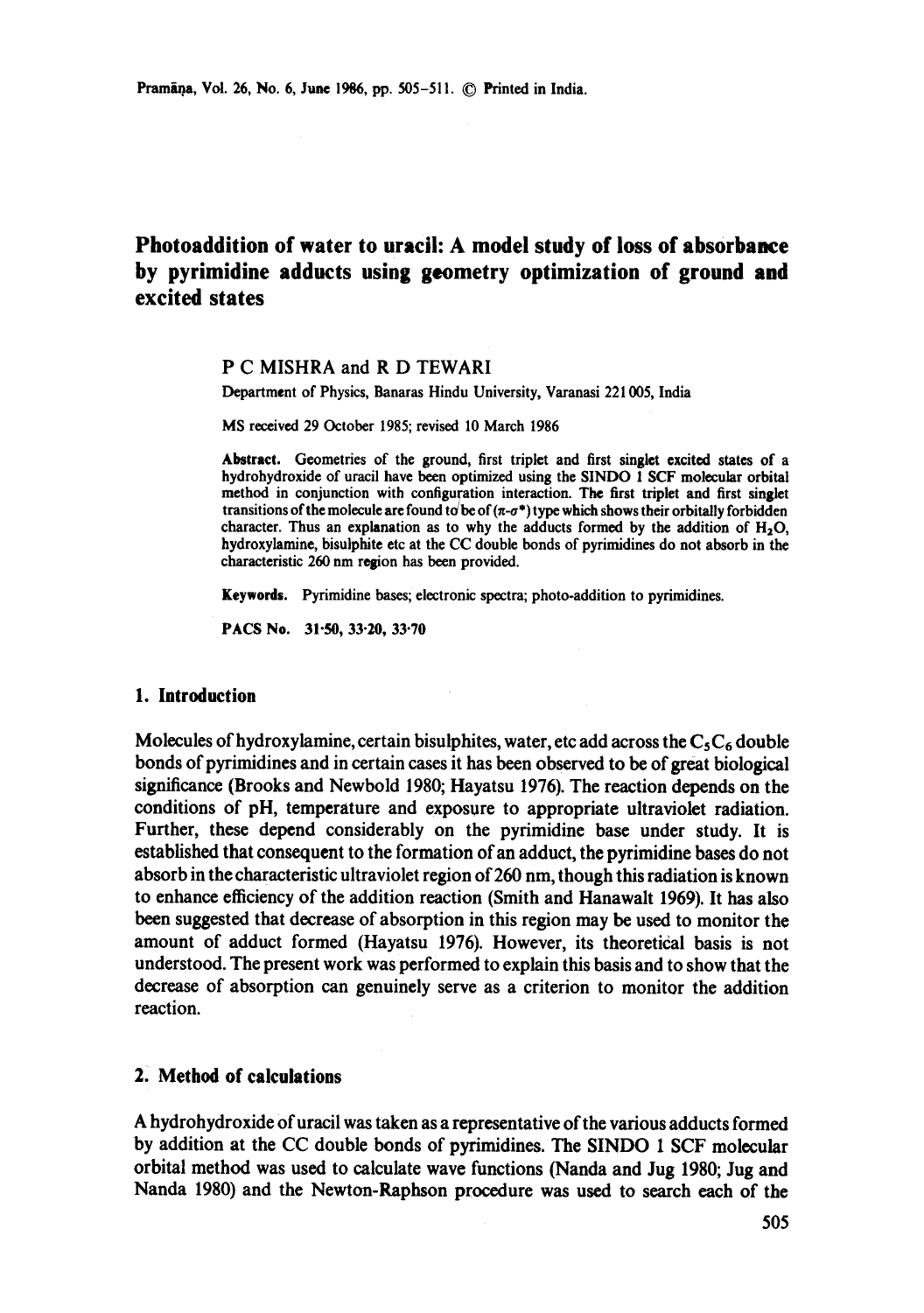# Photoaddition of water to uracil: A model study of loss of absorbance by pyrimidine adducts using geometry optimization of ground and excited states

P C MISHRA and R D TEWARI

Department of Physics, Banaras Hindu University, Varanasi 221 005, India

MS received 29 October 1985; revised 10 March 1986

**Abstract.** Geometries of the ground, first triplet and first singlet excited states of a hydrohydroxide of uracil have been optimized using the SINDO 1 SCF molecular orbital method in conjunction with configuration interaction. The first triplet and first singlet transitions of the molecule are found to be of $(\pi\text{-}\sigma^*)$ type which shows their orbitally forbidden character. Thus an explanation as to why the adducts formed by the addition of $H_2O$, hydroxylamine, bisulphite etc at the CC double bonds of pyrimidines do not absorb in the characteristic 260 nm region has been provided.

**Keywords.** Pyrimidine bases; electronic spectra; photo-addition to pyrimidines.

**PACS No.** 31·50, 33·20, 33·70

## 1. Introduction

Molecules of hydroxylamine, certain bisulphites, water, etc add across the $C_5C_6$ double bonds of pyrimidines and in certain cases it has been observed to be of great biological significance (Brooks and Newbold 1980; Hayatsu 1976). The reaction depends on the conditions of pH, temperature and exposure to appropriate ultraviolet radiation. Further, these depend considerably on the pyrimidine base under study. It is established that consequent to the formation of an adduct, the pyrimidine bases do not absorb in the characteristic ultraviolet region of 260 nm, though this radiation is known to enhance efficiency of the addition reaction (Smith and Hanawalt 1969). It has also been suggested that decrease of absorption in this region may be used to monitor the amount of adduct formed (Hayatsu 1976). However, its theoretical basis is not understood. The present work was performed to explain this basis and to show that the decrease of absorption can genuinely serve as a criterion to monitor the addition reaction.

## 2. Method of calculations

A hydrohydroxide of uracil was taken as a representative of the various adducts formed by addition at the CC double bonds of pyrimidines. The SINDO 1 SCF molecular orbital method was used to calculate wave functions (Nanda and Jug 1980; Jug and Nanda 1980) and the Newton-Raphson procedure was used to search each of the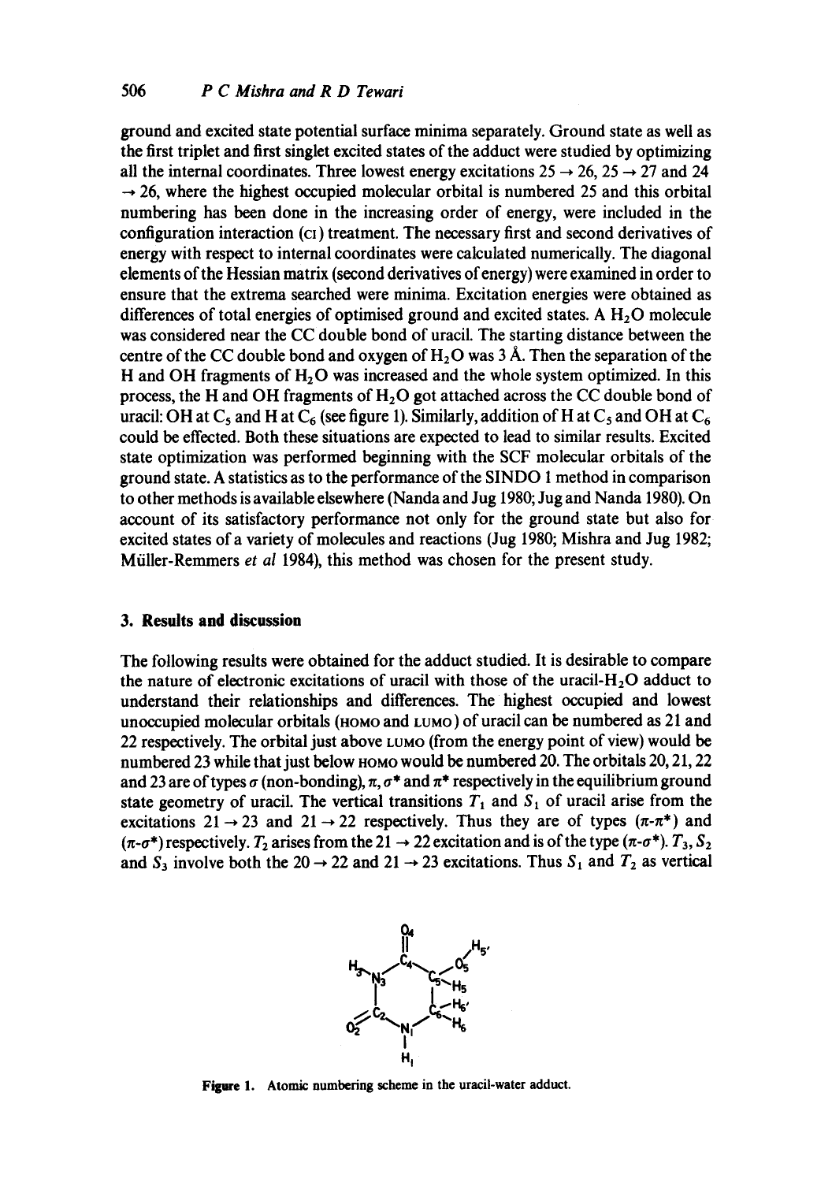ground and excited state potential surface minima separately. Ground state as well as the first triplet and first singlet excited states of the adduct were studied by optimizing all the internal coordinates. Three lowest energy excitations $25 \rightarrow 26$, $25 \rightarrow 27$ and $24 \rightarrow 26$, where the highest occupied molecular orbital is numbered 25 and this orbital numbering has been done in the increasing order of energy, were included in the configuration interaction (CI) treatment. The necessary first and second derivatives of energy with respect to internal coordinates were calculated numerically. The diagonal elements of the Hessian matrix (second derivatives of energy) were examined in order to ensure that the extrema searched were minima. Excitation energies were obtained as differences of total energies of optimised ground and excited states. A $H_2O$ molecule was considered near the CC double bond of uracil. The starting distance between the centre of the CC double bond and oxygen of $H_2O$ was 3 Å. Then the separation of the H and OH fragments of $H_2O$ was increased and the whole system optimized. In this process, the H and OH fragments of $H_2O$ got attached across the CC double bond of uracil: OH at $C_5$ and H at $C_6$ (see figure 1). Similarly, addition of H at $C_5$ and OH at $C_6$ could be effected. Both these situations are expected to lead to similar results. Excited state optimization was performed beginning with the SCF molecular orbitals of the ground state. A statistics as to the performance of the SINDO 1 method in comparison to other methods is available elsewhere (Nanda and Jug 1980; Jug and Nanda 1980). On account of its satisfactory performance not only for the ground state but also for excited states of a variety of molecules and reactions (Jug 1980; Mishra and Jug 1982; Müller-Remmers *et al* 1984), this method was chosen for the present study.

## 3. Results and discussion

The following results were obtained for the adduct studied. It is desirable to compare the nature of electronic excitations of uracil with those of the uracil-$H_2O$ adduct to understand their relationships and differences. The highest occupied and lowest unoccupied molecular orbitals (HOMO and LUMO) of uracil can be numbered as 21 and 22 respectively. The orbital just above LUMO (from the energy point of view) would be numbered 23 while that just below HOMO would be numbered 20. The orbitals 20, 21, 22 and 23 are of types $\sigma$ (non-bonding), $\pi$, $\sigma^*$ and $\pi^*$ respectively in the equilibrium ground state geometry of uracil. The vertical transitions $T_1$ and $S_1$ of uracil arise from the excitations $21 \rightarrow 23$ and $21 \rightarrow 22$ respectively. Thus they are of types ($\pi$-$\pi^*$) and ($\pi$-$\sigma^*$) respectively. $T_2$ arises from the $21 \rightarrow 22$ excitation and is of the type ($\pi$-$\sigma^*$). $T_3$, $S_2$ and $S_3$ involve both the $20 \rightarrow 22$ and $21 \rightarrow 23$ excitations. Thus $S_1$ and $T_2$ as vertical

Figure 1. Atomic numbering scheme in the uracil-water adduct.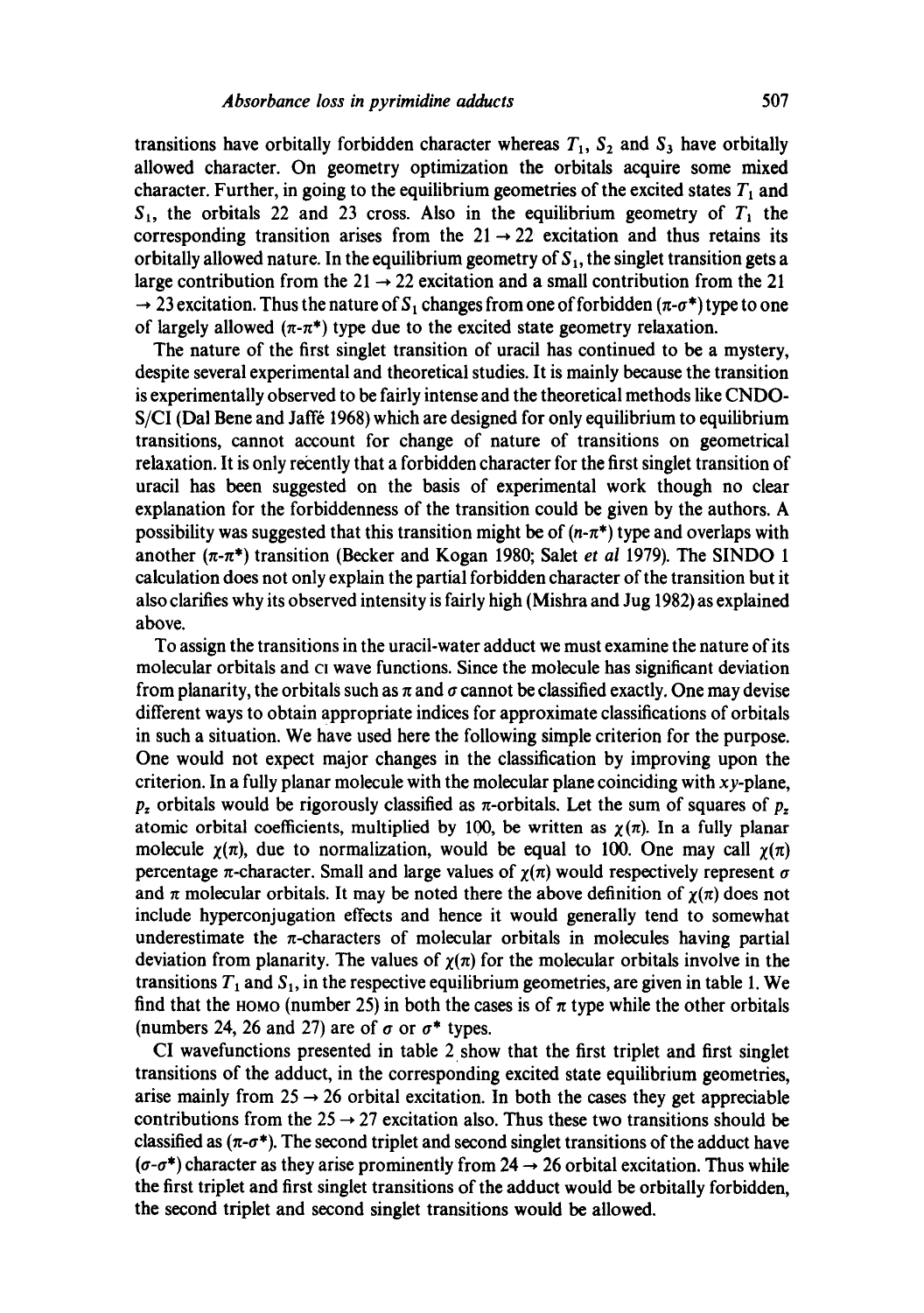transitions have orbitally forbidden character whereas $T_1$, $S_2$ and $S_3$ have orbitally allowed character. On geometry optimization the orbitals acquire some mixed character. Further, in going to the equilibrium geometries of the excited states $T_1$ and $S_1$, the orbitals 22 and 23 cross. Also in the equilibrium geometry of $T_1$ the corresponding transition arises from the $21 \rightarrow 22$ excitation and thus retains its orbitally allowed nature. In the equilibrium geometry of $S_1$, the singlet transition gets a large contribution from the $21 \rightarrow 22$ excitation and a small contribution from the $21 \rightarrow 23$ excitation. Thus the nature of $S_1$ changes from one of forbidden ($\pi$-$\sigma^*$) type to one of largely allowed ($\pi$-$\pi^*$) type due to the excited state geometry relaxation.

The nature of the first singlet transition of uracil has continued to be a mystery, despite several experimental and theoretical studies. It is mainly because the transition is experimentally observed to be fairly intense and the theoretical methods like CNDO-S/CI (Dal Bene and Jaffé 1968) which are designed for only equilibrium to equilibrium transitions, cannot account for change of nature of transitions on geometrical relaxation. It is only recently that a forbidden character for the first singlet transition of uracil has been suggested on the basis of experimental work though no clear explanation for the forbiddenness of the transition could be given by the authors. A possibility was suggested that this transition might be of ($n$-$\pi^*$) type and overlaps with another ($\pi$-$\pi^*$) transition (Becker and Kogan 1980; Salet *et al* 1979). The SINDO 1 calculation does not only explain the partial forbidden character of the transition but it also clarifies why its observed intensity is fairly high (Mishra and Jug 1982) as explained above.

To assign the transitions in the uracil-water adduct we must examine the nature of its molecular orbitals and CI wave functions. Since the molecule has significant deviation from planarity, the orbitals such as $\pi$ and $\sigma$ cannot be classified exactly. One may devise different ways to obtain appropriate indices for approximate classifications of orbitals in such a situation. We have used here the following simple criterion for the purpose. One would not expect major changes in the classification by improving upon the criterion. In a fully planar molecule with the molecular plane coinciding with $xy$-plane, $p_z$ orbitals would be rigorously classified as $\pi$-orbitals. Let the sum of squares of $p_z$ atomic orbital coefficients, multiplied by 100, be written as $\chi(\pi)$. In a fully planar molecule $\chi(\pi)$, due to normalization, would be equal to 100. One may call $\chi(\pi)$ percentage $\pi$-character. Small and large values of $\chi(\pi)$ would respectively represent $\sigma$ and $\pi$ molecular orbitals. It may be noted there the above definition of $\chi(\pi)$ does not include hyperconjugation effects and hence it would generally tend to somewhat underestimate the $\pi$-characters of molecular orbitals in molecules having partial deviation from planarity. The values of $\chi(\pi)$ for the molecular orbitals involve in the transitions $T_1$ and $S_1$, in the respective equilibrium geometries, are given in table 1. We find that the HOMO (number 25) in both the cases is of $\pi$ type while the other orbitals (numbers 24, 26 and 27) are of $\sigma$ or $\sigma^*$ types.

CI wavefunctions presented in table 2 show that the first triplet and first singlet transitions of the adduct, in the corresponding excited state equilibrium geometries, arise mainly from $25 \rightarrow 26$ orbital excitation. In both the cases they get appreciable contributions from the $25 \rightarrow 27$ excitation also. Thus these two transitions should be classified as ($\pi$-$\sigma^*$). The second triplet and second singlet transitions of the adduct have ($\sigma$-$\sigma^*$) character as they arise prominently from $24 \rightarrow 26$ orbital excitation. Thus while the first triplet and first singlet transitions of the adduct would be orbitally forbidden, the second triplet and second singlet transitions would be allowed.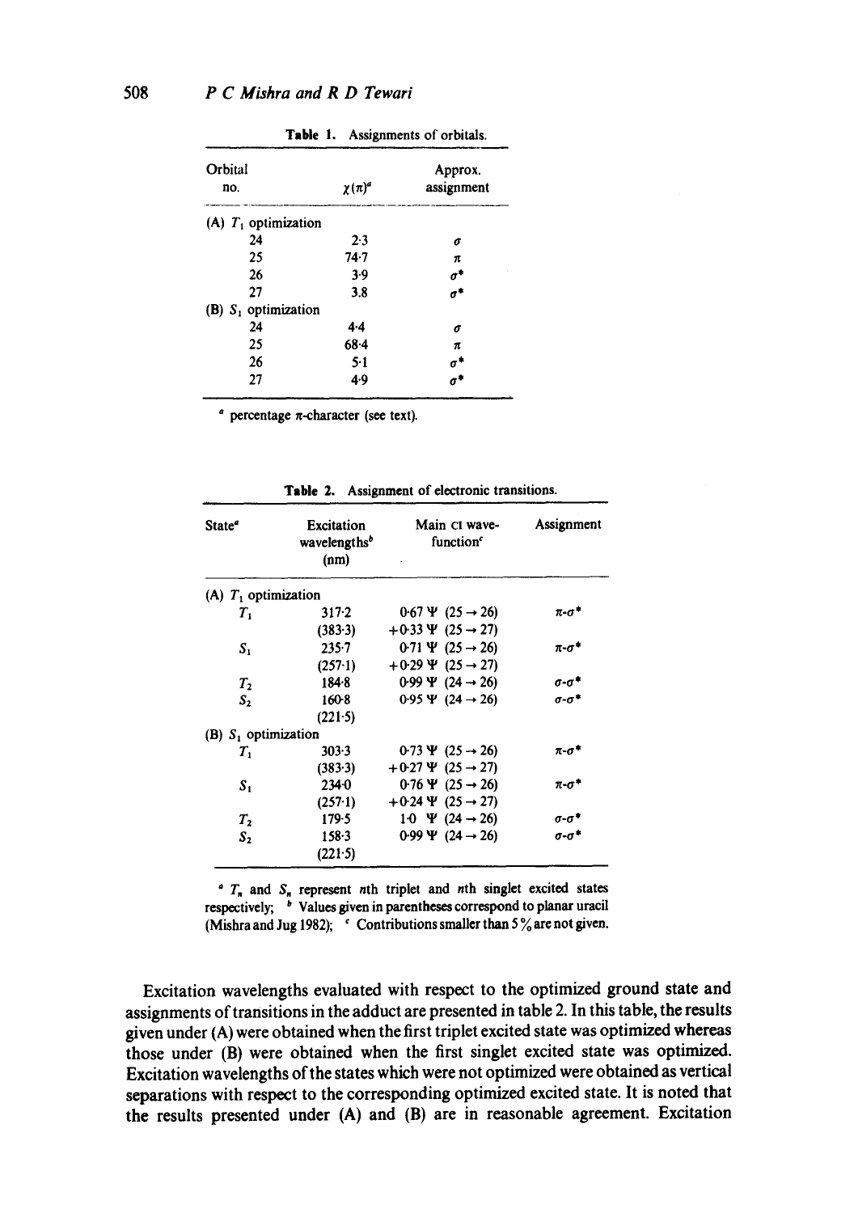**Table 1.** Assignments of orbitals.

| Orbital no. | $\chi(\pi)^a$ | Approx. assignment |
|---|---|---|
| (A) $T_1$ optimization | | |
| 24 | 2·3 | $\sigma$ |
| 25 | 74·7 | $\pi$ |
| 26 | 3·9 | $\sigma^*$ |
| 27 | 3.8 | $\sigma^*$ |
| (B) $S_1$ optimization | | |
| 24 | 4·4 | $\sigma$ |
| 25 | 68·4 | $\pi$ |
| 26 | 5·1 | $\sigma^*$ |
| 27 | 4·9 | $\sigma^*$ |

[a] percentage $\pi$-character (see text).

**Table 2.** Assignment of electronic transitions.

| State[a] | Excitation wavelengths[b] (nm) | Main CI wave-function[c] | Assignment |
|---|---|---|---|
| (A) $T_1$ optimization | | | |
| $T_1$ | 317·2 (383·3) | $0{\cdot}67\ \Psi\ (25 \rightarrow 26)$ $+0{\cdot}33\ \Psi\ (25 \rightarrow 27)$ | $\pi$-$\sigma^*$ |
| $S_1$ | 235·7 (257·1) | $0{\cdot}71\ \Psi\ (25 \rightarrow 26)$ $+0{\cdot}29\ \Psi\ (25 \rightarrow 27)$ | $\pi$-$\sigma^*$ |
| $T_2$ | 184·8 | $0{\cdot}99\ \Psi\ (24 \rightarrow 26)$ | $\sigma$-$\sigma^*$ |
| $S_2$ | 160·8 (221·5) | $0{\cdot}95\ \Psi\ (24 \rightarrow 26)$ | $\sigma$-$\sigma^*$ |
| (B) $S_1$ optimization | | | |
| $T_1$ | 303·3 (383·3) | $0{\cdot}73\ \Psi\ (25 \rightarrow 26)$ $+0{\cdot}27\ \Psi\ (25 \rightarrow 27)$ | $\pi$-$\sigma^*$ |
| $S_1$ | 234·0 (257·1) | $0{\cdot}76\ \Psi\ (25 \rightarrow 26)$ $+0{\cdot}24\ \Psi\ (25 \rightarrow 27)$ | $\pi$-$\sigma^*$ |
| $T_2$ | 179·5 | $1{\cdot}0\ \ \Psi\ (24 \rightarrow 26)$ | $\sigma$-$\sigma^*$ |
| $S_2$ | 158·3 (221·5) | $0{\cdot}99\ \Psi\ (24 \rightarrow 26)$ | $\sigma$-$\sigma^*$ |

[a] $T_n$ and $S_n$ represent $n$th triplet and $n$th singlet excited states respectively; [b] Values given in parentheses correspond to planar uracil (Mishra and Jug 1982); [c] Contributions smaller than 5 % are not given.

Excitation wavelengths evaluated with respect to the optimized ground state and assignments of transitions in the adduct are presented in table 2. In this table, the results given under (A) were obtained when the first triplet excited state was optimized whereas those under (B) were obtained when the first singlet excited state was optimized. Excitation wavelengths of the states which were not optimized were obtained as vertical separations with respect to the corresponding optimized excited state. It is noted that the results presented under (A) and (B) are in reasonable agreement. Excitation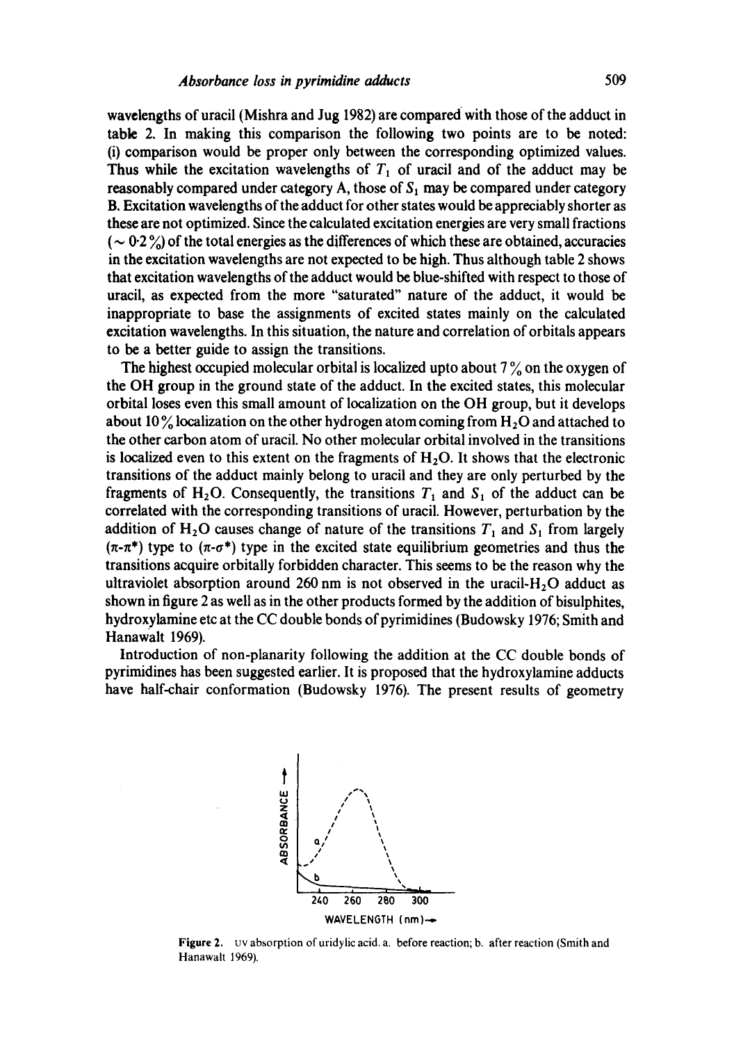wavelengths of uracil (Mishra and Jug 1982) are compared with those of the adduct in table 2. In making this comparison the following two points are to be noted: (i) comparison would be proper only between the corresponding optimized values. Thus while the excitation wavelengths of $T_1$ of uracil and of the adduct may be reasonably compared under category A, those of $S_1$ may be compared under category B. Excitation wavelengths of the adduct for other states would be appreciably shorter as these are not optimized. Since the calculated excitation energies are very small fractions ($\sim 0{\cdot}2\,\%$) of the total energies as the differences of which these are obtained, accuracies in the excitation wavelengths are not expected to be high. Thus although table 2 shows that excitation wavelengths of the adduct would be blue-shifted with respect to those of uracil, as expected from the more "saturated" nature of the adduct, it would be inappropriate to base the assignments of excited states mainly on the calculated excitation wavelengths. In this situation, the nature and correlation of orbitals appears to be a better guide to assign the transitions.

The highest occupied molecular orbital is localized upto about 7 % on the oxygen of the OH group in the ground state of the adduct. In the excited states, this molecular orbital loses even this small amount of localization on the OH group, but it develops about 10 % localization on the other hydrogen atom coming from $H_2O$ and attached to the other carbon atom of uracil. No other molecular orbital involved in the transitions is localized even to this extent on the fragments of $H_2O$. It shows that the electronic transitions of the adduct mainly belong to uracil and they are only perturbed by the fragments of $H_2O$. Consequently, the transitions $T_1$ and $S_1$ of the adduct can be correlated with the corresponding transitions of uracil. However, perturbation by the addition of $H_2O$ causes change of nature of the transitions $T_1$ and $S_1$ from largely ($\pi$-$\pi^*$) type to ($\pi$-$\sigma^*$) type in the excited state equilibrium geometries and thus the transitions acquire orbitally forbidden character. This seems to be the reason why the ultraviolet absorption around 260 nm is not observed in the uracil-$H_2O$ adduct as shown in figure 2 as well as in the other products formed by the addition of bisulphites, hydroxylamine etc at the CC double bonds of pyrimidines (Budowsky 1976; Smith and Hanawalt 1969).

Introduction of non-planarity following the addition at the CC double bonds of pyrimidines has been suggested earlier. It is proposed that the hydroxylamine adducts have half-chair conformation (Budowsky 1976). The present results of geometry

**Figure 2.** UV absorption of uridylic acid. a. before reaction; b. after reaction (Smith and Hanawalt 1969).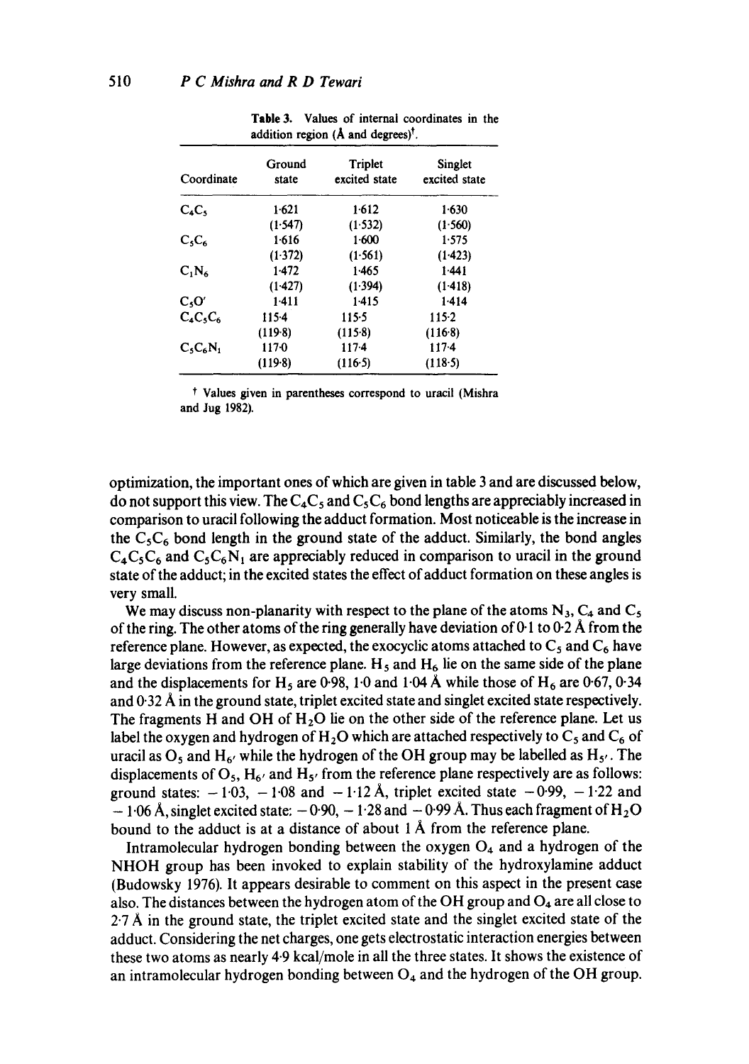Table 3. Values of internal coordinates in the addition region (Å and degrees)†.

| Coordinate | Ground state | Triplet excited state | Singlet excited state |
|---|---|---|---|
| $C_4C_5$ | 1·621 | 1·612 | 1·630 |
| | (1·547) | (1·532) | (1·560) |
| $C_5C_6$ | 1·616 | 1·600 | 1·575 |
| | (1·372) | (1·561) | (1·423) |
| $C_1N_6$ | 1·472 | 1·465 | 1·441 |
| | (1·427) | (1·394) | (1·418) |
| $C_5O'$ | 1·411 | 1·415 | 1·414 |
| $C_4C_5C_6$ | 115·4 | 115·5 | 115·2 |
| | (119·8) | (115·8) | (116·8) |
| $C_5C_6N_1$ | 117·0 | 117·4 | 117·4 |
| | (119·8) | (116·5) | (118·5) |

† Values given in parentheses correspond to uracil (Mishra and Jug 1982).

optimization, the important ones of which are given in table 3 and are discussed below, do not support this view. The $C_4C_5$ and $C_5C_6$ bond lengths are appreciably increased in comparison to uracil following the adduct formation. Most noticeable is the increase in the $C_5C_6$ bond length in the ground state of the adduct. Similarly, the bond angles $C_4C_5C_6$ and $C_5C_6N_1$ are appreciably reduced in comparison to uracil in the ground state of the adduct; in the excited states the effect of adduct formation on these angles is very small.

We may discuss non-planarity with respect to the plane of the atoms $N_3$, $C_4$ and $C_5$ of the ring. The other atoms of the ring generally have deviation of 0·1 to 0·2 Å from the reference plane. However, as expected, the exocyclic atoms attached to $C_5$ and $C_6$ have large deviations from the reference plane. $H_5$ and $H_6$ lie on the same side of the plane and the displacements for $H_5$ are 0·98, 1·0 and 1·04 Å while those of $H_6$ are 0·67, 0·34 and 0·32 Å in the ground state, triplet excited state and singlet excited state respectively. The fragments H and OH of $H_2O$ lie on the other side of the reference plane. Let us label the oxygen and hydrogen of $H_2O$ which are attached respectively to $C_5$ and $C_6$ of uracil as $O_5$ and $H_{6'}$ while the hydrogen of the OH group may be labelled as $H_{5'}$. The displacements of $O_5$, $H_{6'}$ and $H_{5'}$ from the reference plane respectively are as follows: ground states: $-1·03$, $-1·08$ and $-1·12$ Å, triplet excited state $-0·99$, $-1·22$ and $-1·06$ Å, singlet excited state: $-0·90$, $-1·28$ and $-0·99$ Å. Thus each fragment of $H_2O$ bound to the adduct is at a distance of about 1 Å from the reference plane.

Intramolecular hydrogen bonding between the oxygen $O_4$ and a hydrogen of the NHOH group has been invoked to explain stability of the hydroxylamine adduct (Budowsky 1976). It appears desirable to comment on this aspect in the present case also. The distances between the hydrogen atom of the OH group and $O_4$ are all close to 2·7 Å in the ground state, the triplet excited state and the singlet excited state of the adduct. Considering the net charges, one gets electrostatic interaction energies between these two atoms as nearly 4·9 kcal/mole in all the three states. It shows the existence of an intramolecular hydrogen bonding between $O_4$ and the hydrogen of the OH group.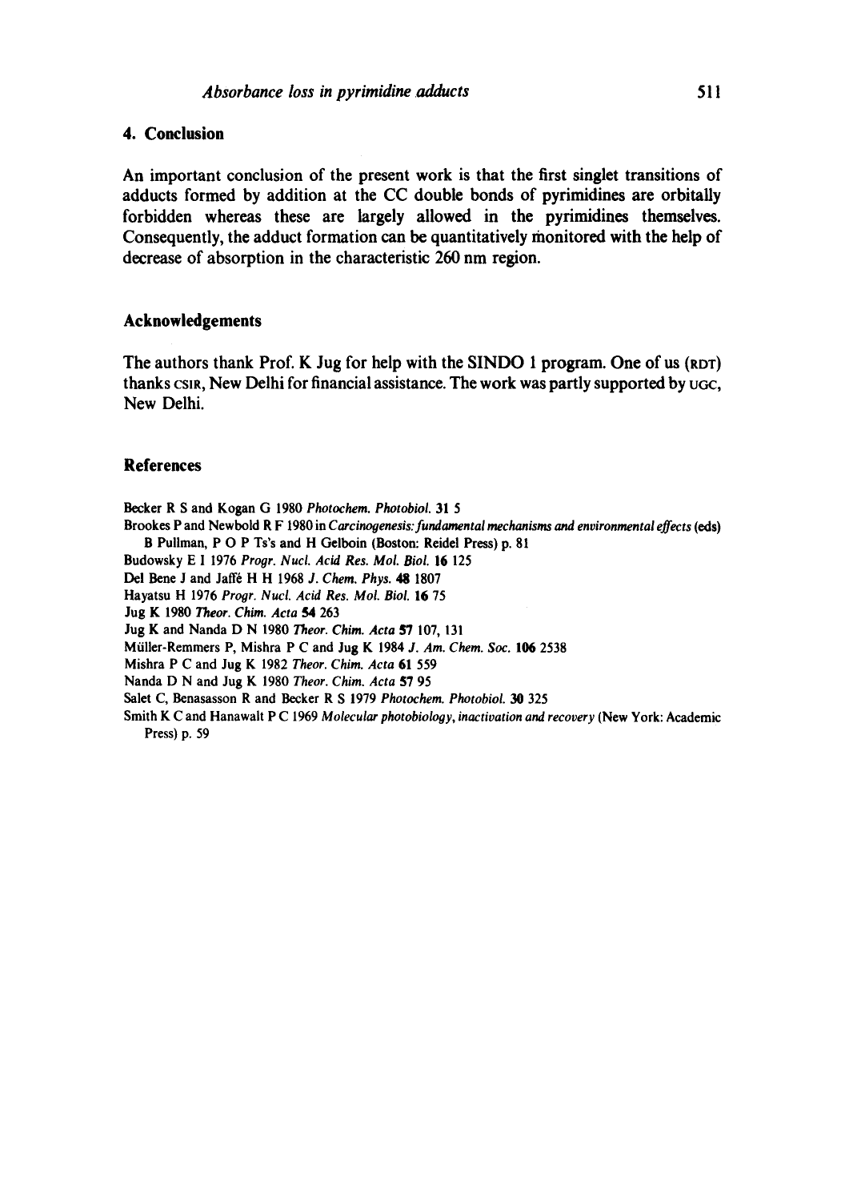## 4. Conclusion

An important conclusion of the present work is that the first singlet transitions of adducts formed by addition at the CC double bonds of pyrimidines are orbitally forbidden whereas these are largely allowed in the pyrimidines themselves. Consequently, the adduct formation can be quantitatively monitored with the help of decrease of absorption in the characteristic 260 nm region.

## Acknowledgements

The authors thank Prof. K Jug for help with the SINDO 1 program. One of us (RDT) thanks CSIR, New Delhi for financial assistance. The work was partly supported by UGC, New Delhi.

## References

Becker R S and Kogan G 1980 *Photochem. Photobiol.* **31** 5

Brookes P and Newbold R F 1980 in *Carcinogenesis: fundamental mechanisms and environmental effects* (eds) B Pullman, P O P Ts'o and H Gelboin (Boston: Reidel Press) p. 81

Budowsky E I 1976 *Progr. Nucl. Acid Res. Mol. Biol.* **16** 125

Del Bene J and Jaffé H H 1968 *J. Chem. Phys.* **48** 1807

Hayatsu H 1976 *Progr. Nucl. Acid Res. Mol. Biol.* **16** 75

Jug K 1980 *Theor. Chim. Acta* **54** 263

Jug K and Nanda D N 1980 *Theor. Chim. Acta* **57** 107, 131

Müller-Remmers P, Mishra P C and Jug K 1984 *J. Am. Chem. Soc.* **106** 2538

Mishra P C and Jug K 1982 *Theor. Chim. Acta* **61** 559

Nanda D N and Jug K 1980 *Theor. Chim. Acta* **57** 95

Salet C, Benasasson R and Becker R S 1979 *Photochem. Photobiol.* **30** 325

Smith K C and Hanawalt P C 1969 *Molecular photobiology, inactivation and recovery* (New York: Academic Press) p. 59